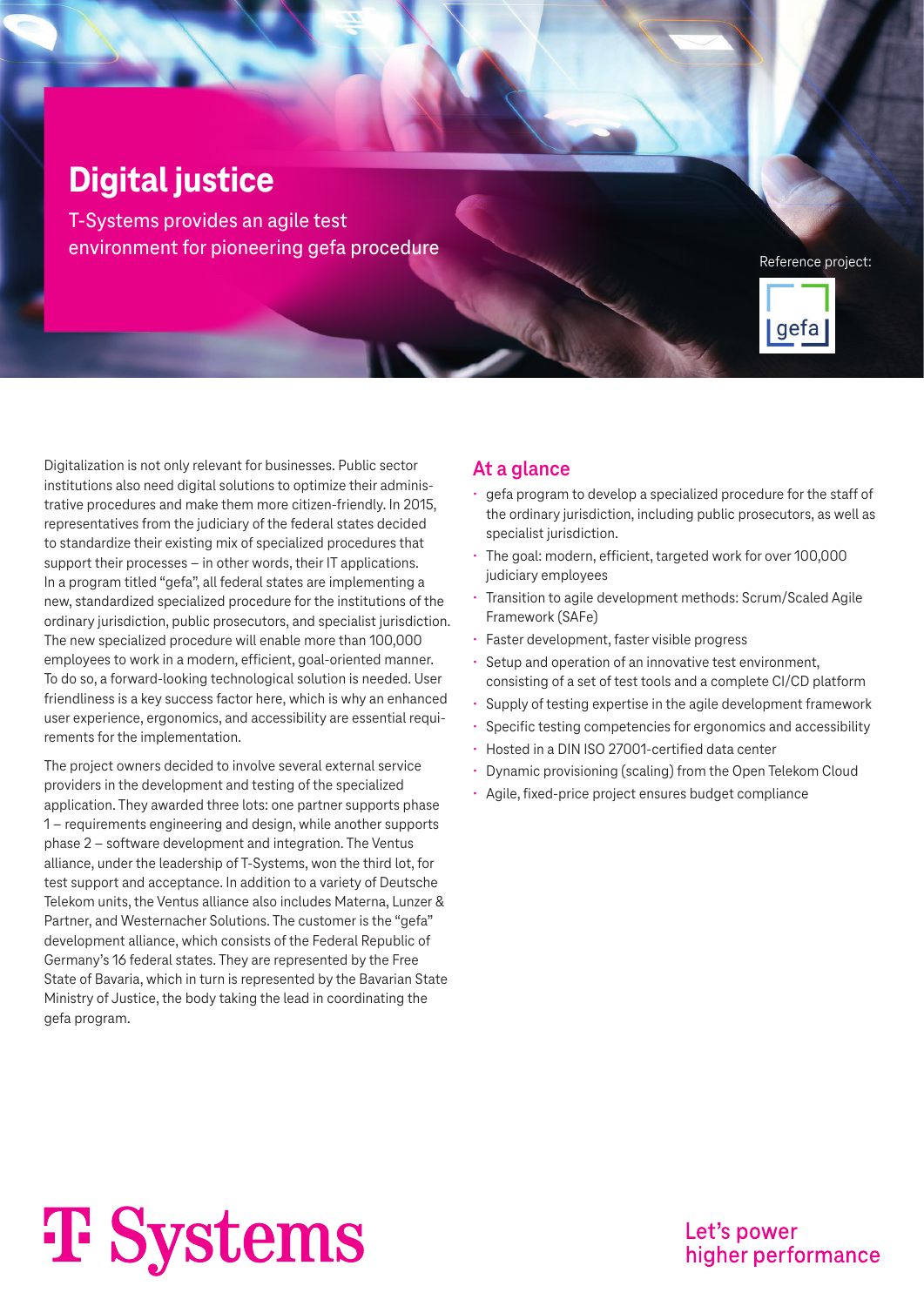# Digital justice

T-Systems provides an agile test environment for pioneering gefa procedure

Reference project:

gefa

Digitalization is not only relevant for businesses. Public sector institutions also need digital solutions to optimize their administrative procedures and make them more citizen-friendly. In 2015, representatives from the judiciary of the federal states decided to standardize their existing mix of specialized procedures that support their processes – in other words, their IT applications. In a program titled "gefa", all federal states are implementing a new, standardized specialized procedure for the institutions of the ordinary jurisdiction, public prosecutors, and specialist jurisdiction. The new specialized procedure will enable more than 100,000 employees to work in a modern, efficient, goal-oriented manner. To do so, a forward-looking technological solution is needed. User friendliness is a key success factor here, which is why an enhanced user experience, ergonomics, and accessibility are essential requirements for the implementation.

The project owners decided to involve several external service providers in the development and testing of the specialized application. They awarded three lots: one partner supports phase 1 – requirements engineering and design, while another supports phase 2 – software development and integration. The Ventus alliance, under the leadership of T-Systems, won the third lot, for test support and acceptance. In addition to a variety of Deutsche Telekom units, the Ventus alliance also includes Materna, Lunzer & Partner, and Westernacher Solutions. The customer is the "gefa" development alliance, which consists of the Federal Republic of Germany's 16 federal states. They are represented by the Free State of Bavaria, which in turn is represented by the Bavarian State Ministry of Justice, the body taking the lead in coordinating the gefa program.

## At a glance

- gefa program to develop a specialized procedure for the staff of the ordinary jurisdiction, including public prosecutors, as well as specialist jurisdiction.
- The goal: modern, efficient, targeted work for over 100,000 judiciary employees
- Transition to agile development methods: Scrum/Scaled Agile Framework (SAFe)
- Faster development, faster visible progress
- Setup and operation of an innovative test environment, consisting of a set of test tools and a complete CI/CD platform
- Supply of testing expertise in the agile development framework
- Specific testing competencies for ergonomics and accessibility
- Hosted in a DIN ISO 27001-certified data center
- Dynamic provisioning (scaling) from the Open Telekom Cloud
- Agile, fixed-price project ensures budget compliance

T Systems

Let's power higher performance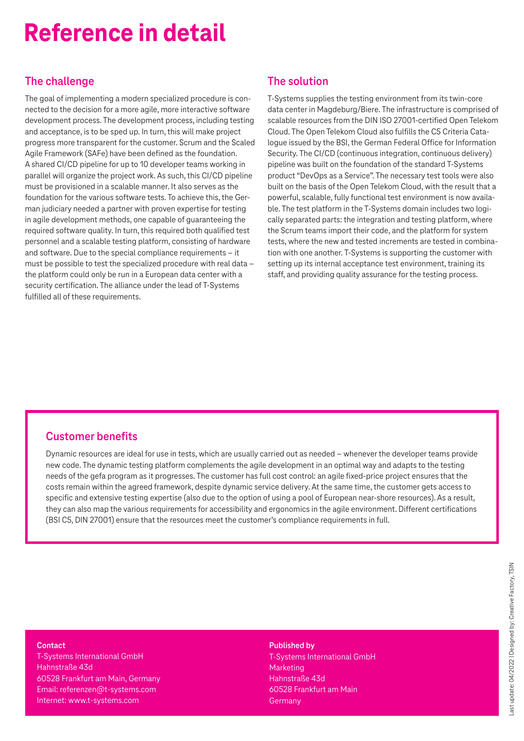# Reference in detail

## The challenge

The goal of implementing a modern specialized procedure is connected to the decision for a more agile, more interactive software development process. The development process, including testing and acceptance, is to be sped up. In turn, this will make project progress more transparent for the customer. Scrum and the Scaled Agile Framework (SAFe) have been defined as the foundation. A shared CI/CD pipeline for up to 10 developer teams working in parallel will organize the project work. As such, this CI/CD pipeline must be provisioned in a scalable manner. It also serves as the foundation for the various software tests. To achieve this, the German judiciary needed a partner with proven expertise for testing in agile development methods, one capable of guaranteeing the required software quality. In turn, this required both qualified test personnel and a scalable testing platform, consisting of hardware and software. Due to the special compliance requirements – it must be possible to test the specialized procedure with real data – the platform could only be run in a European data center with a security certification. The alliance under the lead of T-Systems fulfilled all of these requirements.

## The solution

T-Systems supplies the testing environment from its twin-core data center in Magdeburg/Biere. The infrastructure is comprised of scalable resources from the DIN ISO 27001-certified Open Telekom Cloud. The Open Telekom Cloud also fulfills the C5 Criteria Catalogue issued by the BSI, the German Federal Office for Information Security. The CI/CD (continuous integration, continuous delivery) pipeline was built on the foundation of the standard T-Systems product "DevOps as a Service". The necessary test tools were also built on the basis of the Open Telekom Cloud, with the result that a powerful, scalable, fully functional test environment is now available. The test platform in the T-Systems domain includes two logically separated parts: the integration and testing platform, where the Scrum teams import their code, and the platform for system tests, where the new and tested increments are tested in combination with one another. T-Systems is supporting the customer with setting up its internal acceptance test environment, training its staff, and providing quality assurance for the testing process.

## Customer benefits

Dynamic resources are ideal for use in tests, which are usually carried out as needed – whenever the developer teams provide new code. The dynamic testing platform complements the agile development in an optimal way and adapts to the testing needs of the gefa program as it progresses. The customer has full cost control: an agile fixed-price project ensures that the costs remain within the agreed framework, despite dynamic service delivery. At the same time, the customer gets access to specific and extensive testing expertise (also due to the option of using a pool of European near-shore resources). As a result, they can also map the various requirements for accessibility and ergonomics in the agile environment. Different certifications (BSI C5, DIN 27001) ensure that the resources meet the customer's compliance requirements in full.

**Contact**
T-Systems International GmbH
Hahnstraße 43d
60528 Frankfurt am Main, Germany
Email: referenzen@t-systems.com
Internet: www.t-systems.com

**Published by**
T-Systems International GmbH
Marketing
Hahnstraße 43d
60528 Frankfurt am Main
Germany

Last update: 04/2022 | Designed by: Creative Factory, TSIN